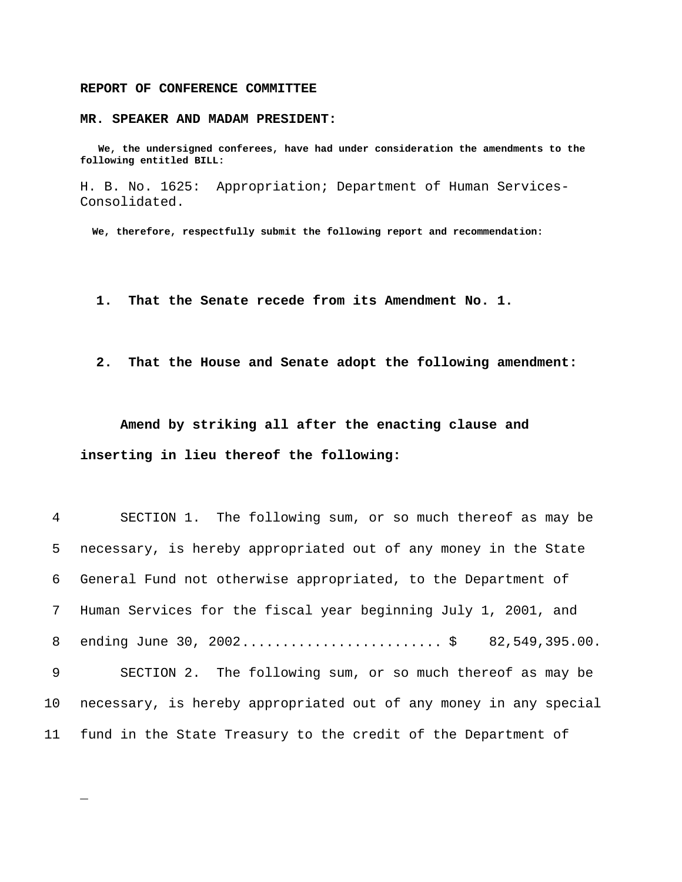**REPORT OF CONFERENCE COMMITTEE**

**MR. SPEAKER AND MADAM PRESIDENT:**

**We, the undersigned conferees, have had under consideration the amendments to the following entitled BILL:**

H. B. No. 1625: Appropriation; Department of Human Services-Consolidated.

**We, therefore, respectfully submit the following report and recommendation:**

**1. That the Senate recede from its Amendment No. 1.**

**2. That the House and Senate adopt the following amendment:**

**Amend by striking all after the enacting clause and inserting in lieu thereof the following:**

4 SECTION 1. The following sum, or so much thereof as may be
5 necessary, is hereby appropriated out of any money in the State
6 General Fund not otherwise appropriated, to the Department of
7 Human Services for the fiscal year beginning July 1, 2001, and
8 ending June 30, 2002........................ $ 82,549,395.00.
9 SECTION 2. The following sum, or so much thereof as may be
10 necessary, is hereby appropriated out of any money in any special
11 fund in the State Treasury to the credit of the Department of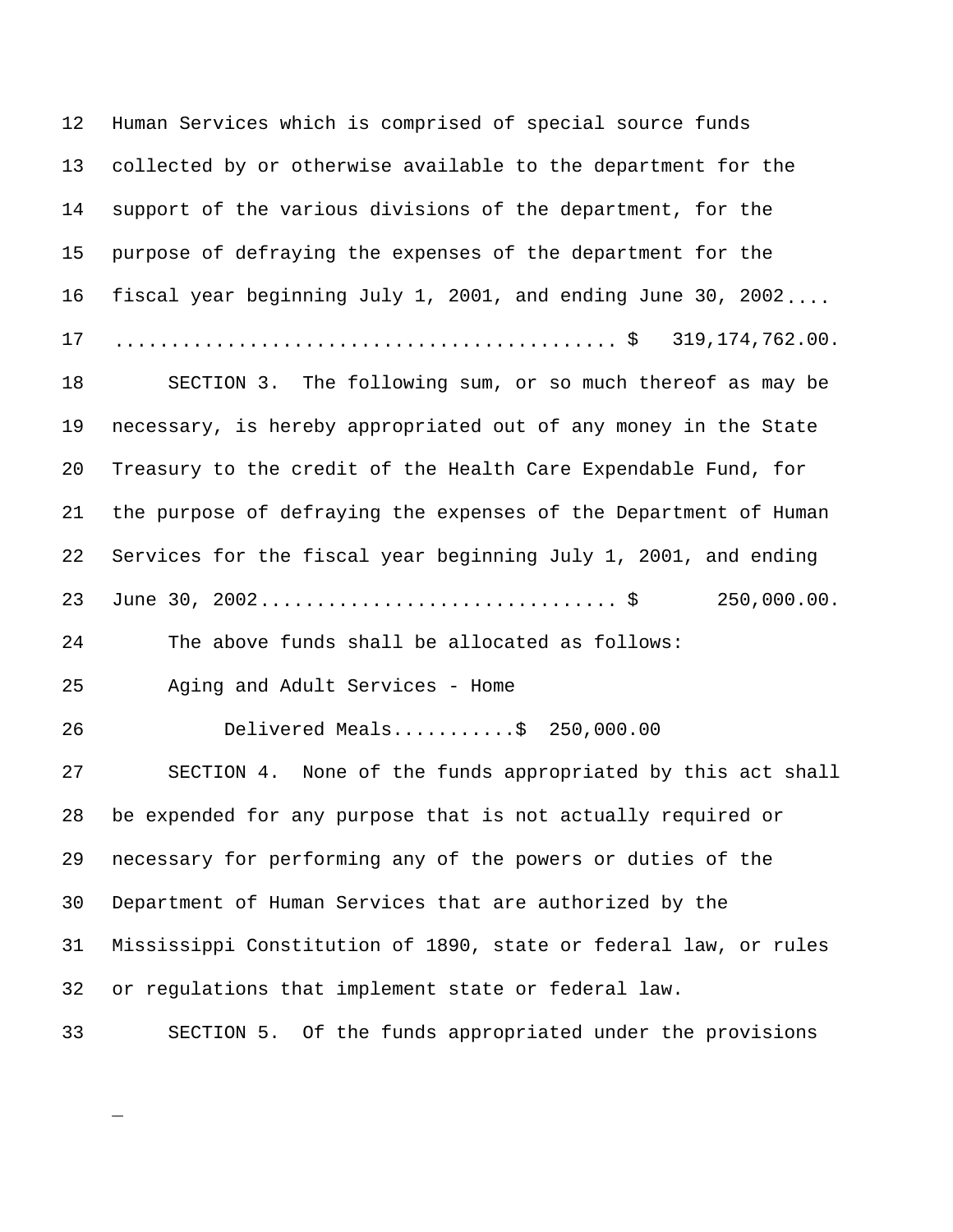Human Services which is comprised of special source funds collected by or otherwise available to the department for the support of the various divisions of the department, for the purpose of defraying the expenses of the department for the fiscal year beginning July 1, 2001, and ending June 30, 2002........................................................ $ 319,174,762.00.

SECTION 3. The following sum, or so much thereof as may be necessary, is hereby appropriated out of any money in the State Treasury to the credit of the Health Care Expendable Fund, for the purpose of defraying the expenses of the Department of Human Services for the fiscal year beginning July 1, 2001, and ending June 30, 2002............................... $ 250,000.00.

The above funds shall be allocated as follows:

Aging and Adult Services - Home Delivered Meals...........$ 250,000.00

SECTION 4. None of the funds appropriated by this act shall be expended for any purpose that is not actually required or necessary for performing any of the powers or duties of the Department of Human Services that are authorized by the Mississippi Constitution of 1890, state or federal law, or rules or regulations that implement state or federal law.

SECTION 5. Of the funds appropriated under the provisions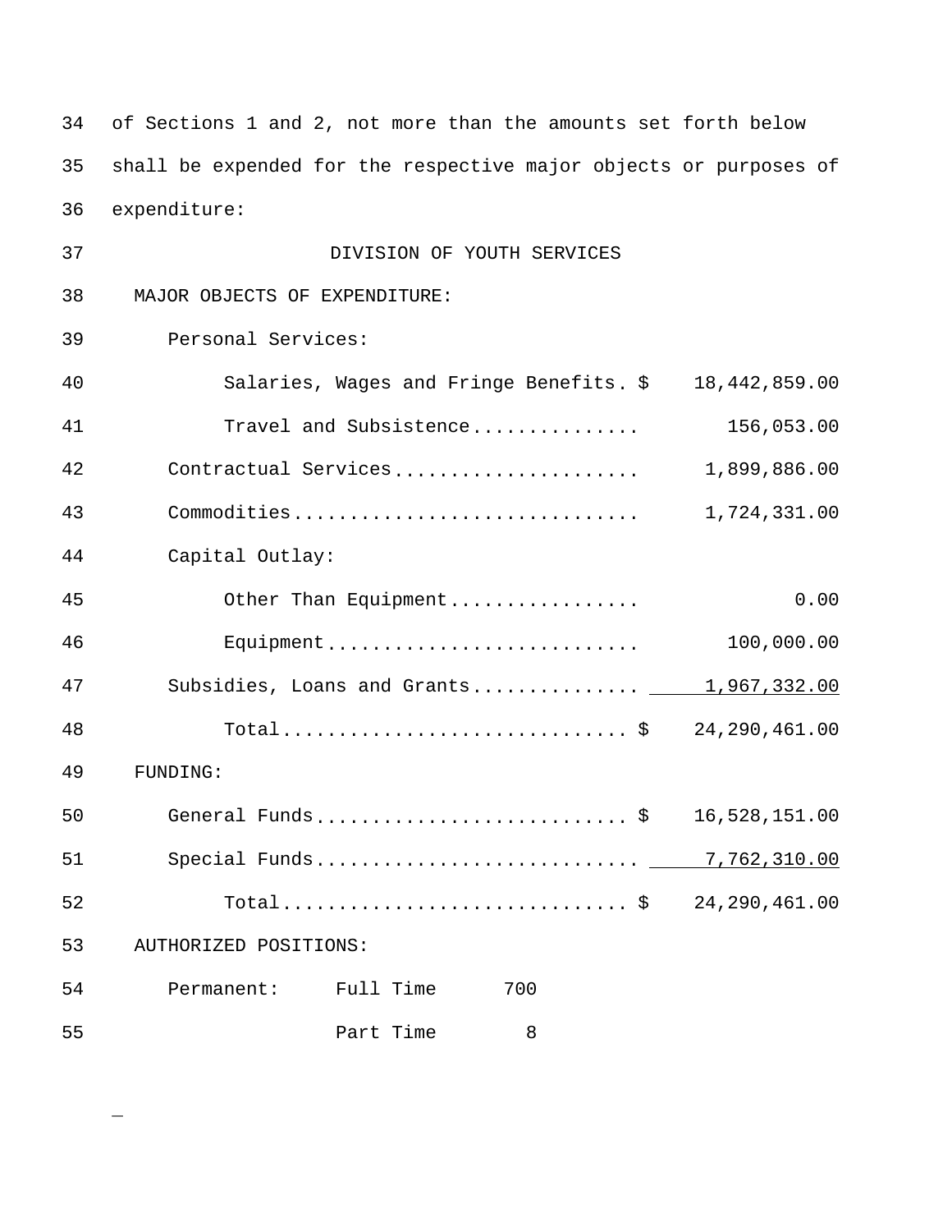of Sections 1 and 2, not more than the amounts set forth below shall be expended for the respective major objects or purposes of expenditure:

DIVISION OF YOUTH SERVICES

| | |
|---|---|
| MAJOR OBJECTS OF EXPENDITURE: | |
| Personal Services: | |
| Salaries, Wages and Fringe Benefits | $ 18,442,859.00 |
| Travel and Subsistence | 156,053.00 |
| Contractual Services | 1,899,886.00 |
| Commodities | 1,724,331.00 |
| Capital Outlay: | |
| Other Than Equipment | 0.00 |
| Equipment | 100,000.00 |
| Subsidies, Loans and Grants | 1,967,332.00 |
| Total | $ 24,290,461.00 |
| FUNDING: | |
| General Funds | $ 16,528,151.00 |
| Special Funds | 7,762,310.00 |
| Total | $ 24,290,461.00 |

AUTHORIZED POSITIONS:

| | | |
|---|---|---|
| Permanent: | Full Time | 700 |
| | Part Time | 8 |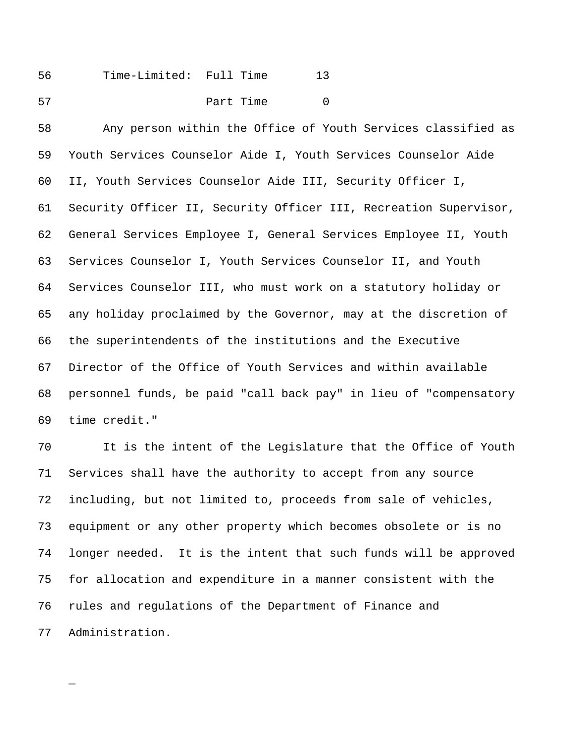Time-Limited: Full Time 13

Part Time 0

Any person within the Office of Youth Services classified as Youth Services Counselor Aide I, Youth Services Counselor Aide II, Youth Services Counselor Aide III, Security Officer I, Security Officer II, Security Officer III, Recreation Supervisor, General Services Employee I, General Services Employee II, Youth Services Counselor I, Youth Services Counselor II, and Youth Services Counselor III, who must work on a statutory holiday or any holiday proclaimed by the Governor, may at the discretion of the superintendents of the institutions and the Executive Director of the Office of Youth Services and within available personnel funds, be paid "call back pay" in lieu of "compensatory time credit."

It is the intent of the Legislature that the Office of Youth Services shall have the authority to accept from any source including, but not limited to, proceeds from sale of vehicles, equipment or any other property which becomes obsolete or is no longer needed. It is the intent that such funds will be approved for allocation and expenditure in a manner consistent with the rules and regulations of the Department of Finance and Administration.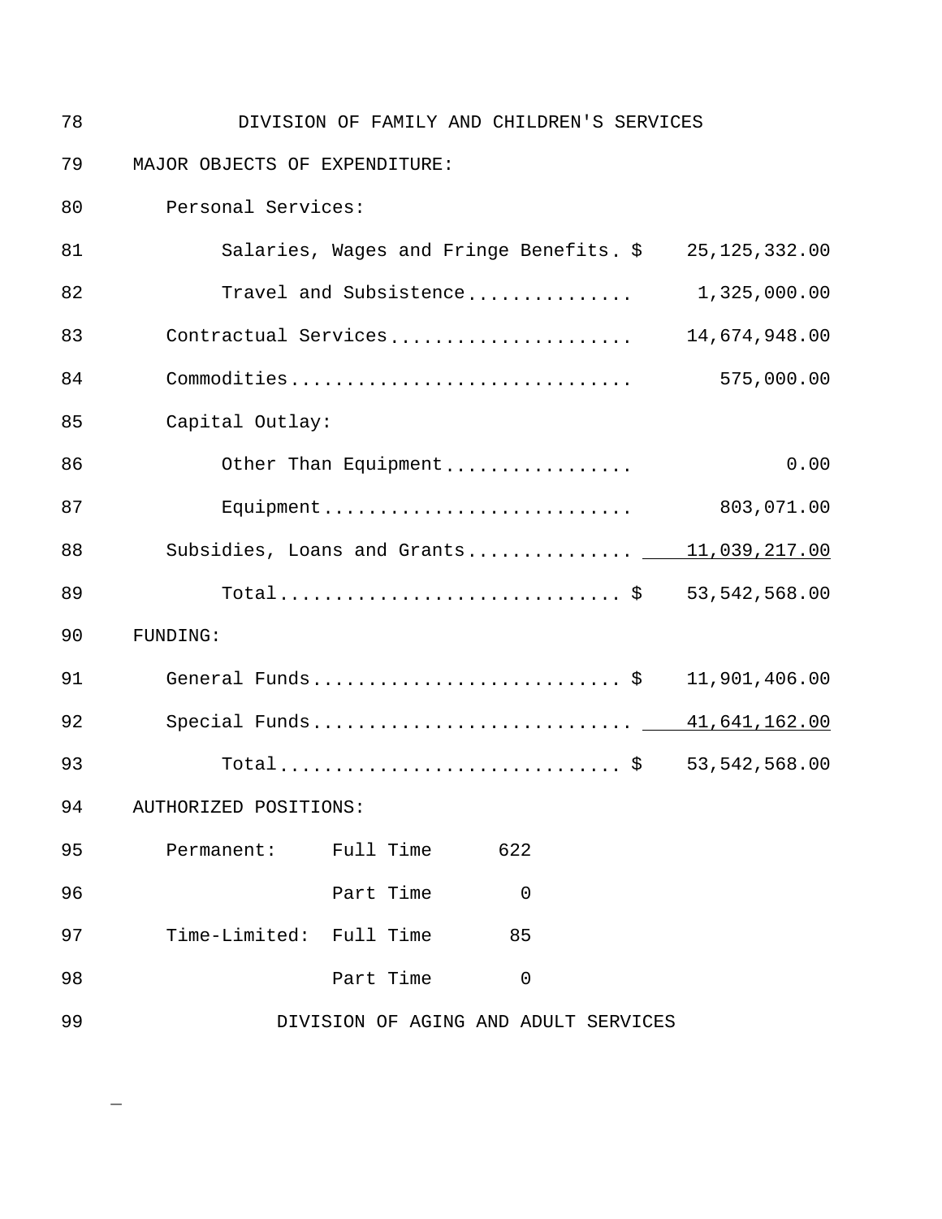78 DIVISION OF FAMILY AND CHILDREN'S SERVICES

79 MAJOR OBJECTS OF EXPENDITURE:

80 Personal Services:

| Line | Item | | Amount |
|---|---|---|---|
| 81 | Salaries, Wages and Fringe Benefits | $ | 25,125,332.00 |
| 82 | Travel and Subsistence | | 1,325,000.00 |
| 83 | Contractual Services | | 14,674,948.00 |
| 84 | Commodities | | 575,000.00 |
| 85 | Capital Outlay: | | |
| 86 | Other Than Equipment | | 0.00 |
| 87 | Equipment | | 803,071.00 |
| 88 | Subsidies, Loans and Grants | | 11,039,217.00 |
| 89 | Total | $ | 53,542,568.00 |

90 FUNDING:

| Line | Item | | Amount |
|---|---|---|---|
| 91 | General Funds | $ | 11,901,406.00 |
| 92 | Special Funds | | 41,641,162.00 |
| 93 | Total | $ | 53,542,568.00 |

94 AUTHORIZED POSITIONS:

| Line | Category | Type | Number |
|---|---|---|---|
| 95 | Permanent: | Full Time | 622 |
| 96 | | Part Time | 0 |
| 97 | Time-Limited: | Full Time | 85 |
| 98 | | Part Time | 0 |

99 DIVISION OF AGING AND ADULT SERVICES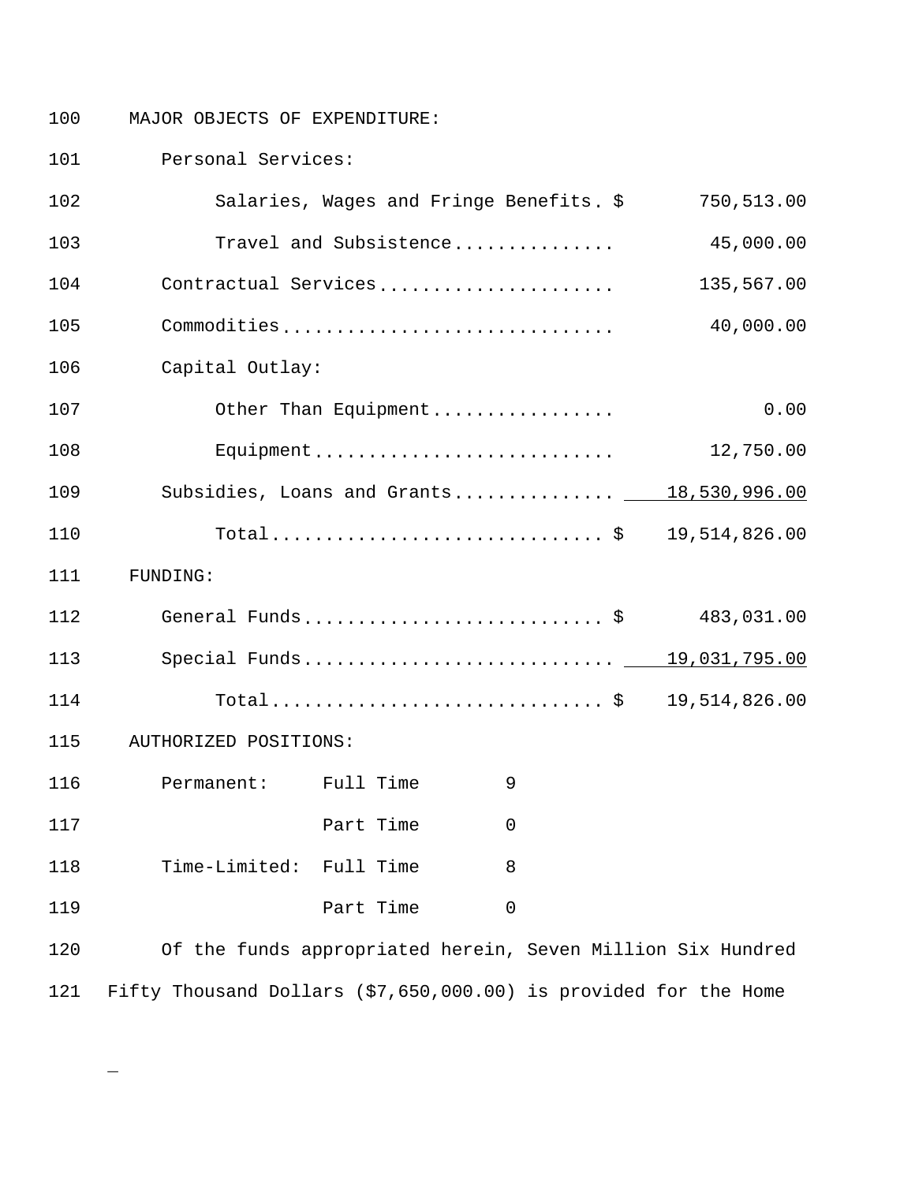MAJOR OBJECTS OF EXPENDITURE:

| | |
|---|---|
| Personal Services: | |
| Salaries, Wages and Fringe Benefits | $ 750,513.00 |
| Travel and Subsistence | 45,000.00 |
| Contractual Services | 135,567.00 |
| Commodities | 40,000.00 |
| Capital Outlay: | |
| Other Than Equipment | 0.00 |
| Equipment | 12,750.00 |
| Subsidies, Loans and Grants | 18,530,996.00 |
| Total | $ 19,514,826.00 |

FUNDING:

| | |
|---|---|
| General Funds | $ 483,031.00 |
| Special Funds | 19,031,795.00 |
| Total | $ 19,514,826.00 |

AUTHORIZED POSITIONS:

| | | |
|---|---|---|
| Permanent: | Full Time | 9 |
| | Part Time | 0 |
| Time-Limited: | Full Time | 8 |
| | Part Time | 0 |

Of the funds appropriated herein, Seven Million Six Hundred Fifty Thousand Dollars ($7,650,000.00) is provided for the Home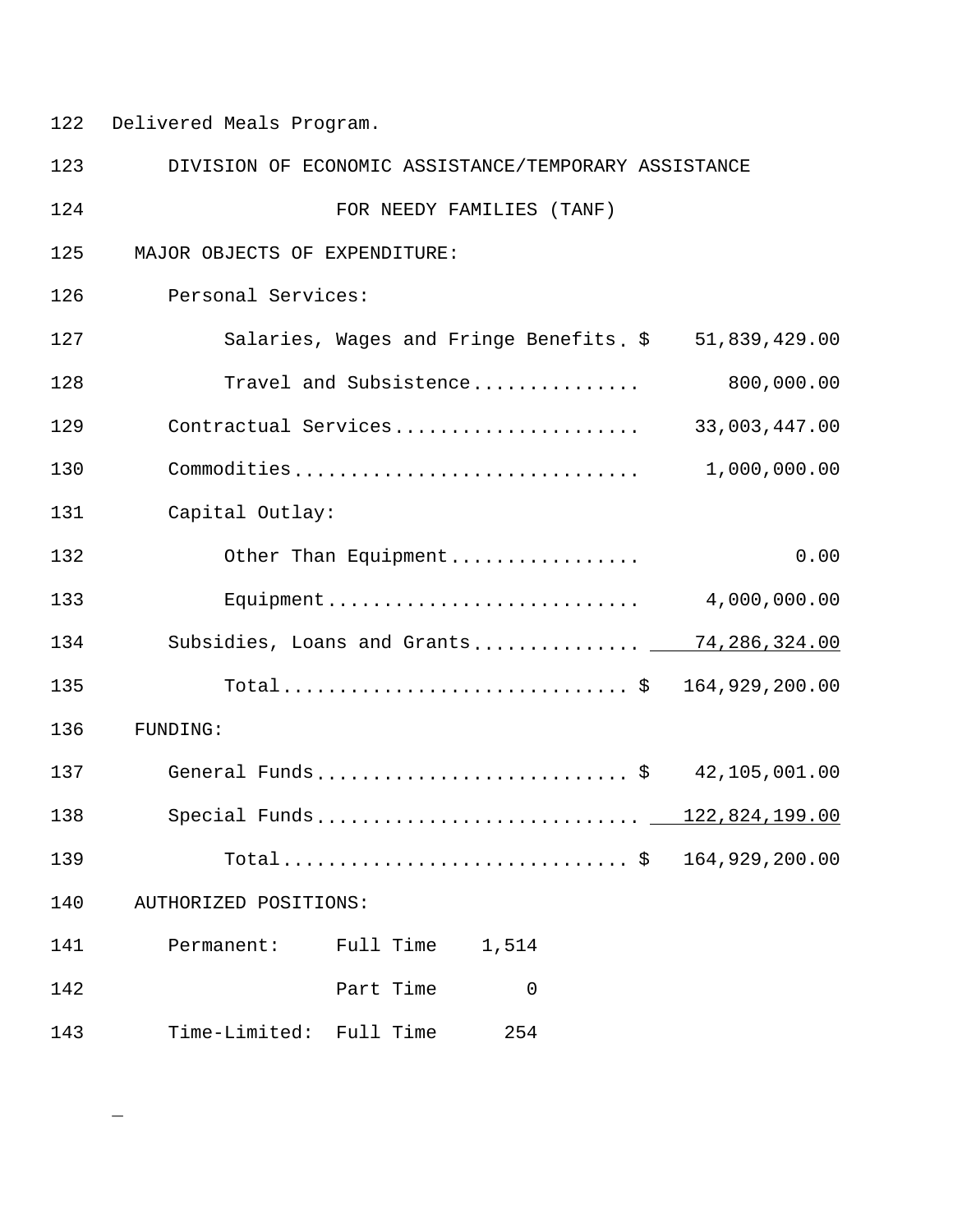Delivered Meals Program.

## DIVISION OF ECONOMIC ASSISTANCE/TEMPORARY ASSISTANCE FOR NEEDY FAMILIES (TANF)

MAJOR OBJECTS OF EXPENDITURE:

| | | |
|---|---|---|
| Personal Services: | | |
| Salaries, Wages and Fringe Benefits | $ | 51,839,429.00 |
| Travel and Subsistence | | 800,000.00 |
| Contractual Services | | 33,003,447.00 |
| Commodities | | 1,000,000.00 |
| Capital Outlay: | | |
| Other Than Equipment | | 0.00 |
| Equipment | | 4,000,000.00 |
| Subsidies, Loans and Grants | | 74,286,324.00 |
| Total | $ | 164,929,200.00 |

FUNDING:

| | | |
|---|---|---|
| General Funds | $ | 42,105,001.00 |
| Special Funds | | 122,824,199.00 |
| Total | $ | 164,929,200.00 |

AUTHORIZED POSITIONS:

| | | |
|---|---|---|
| Permanent: | Full Time | 1,514 |
| | Part Time | 0 |
| Time-Limited: | Full Time | 254 |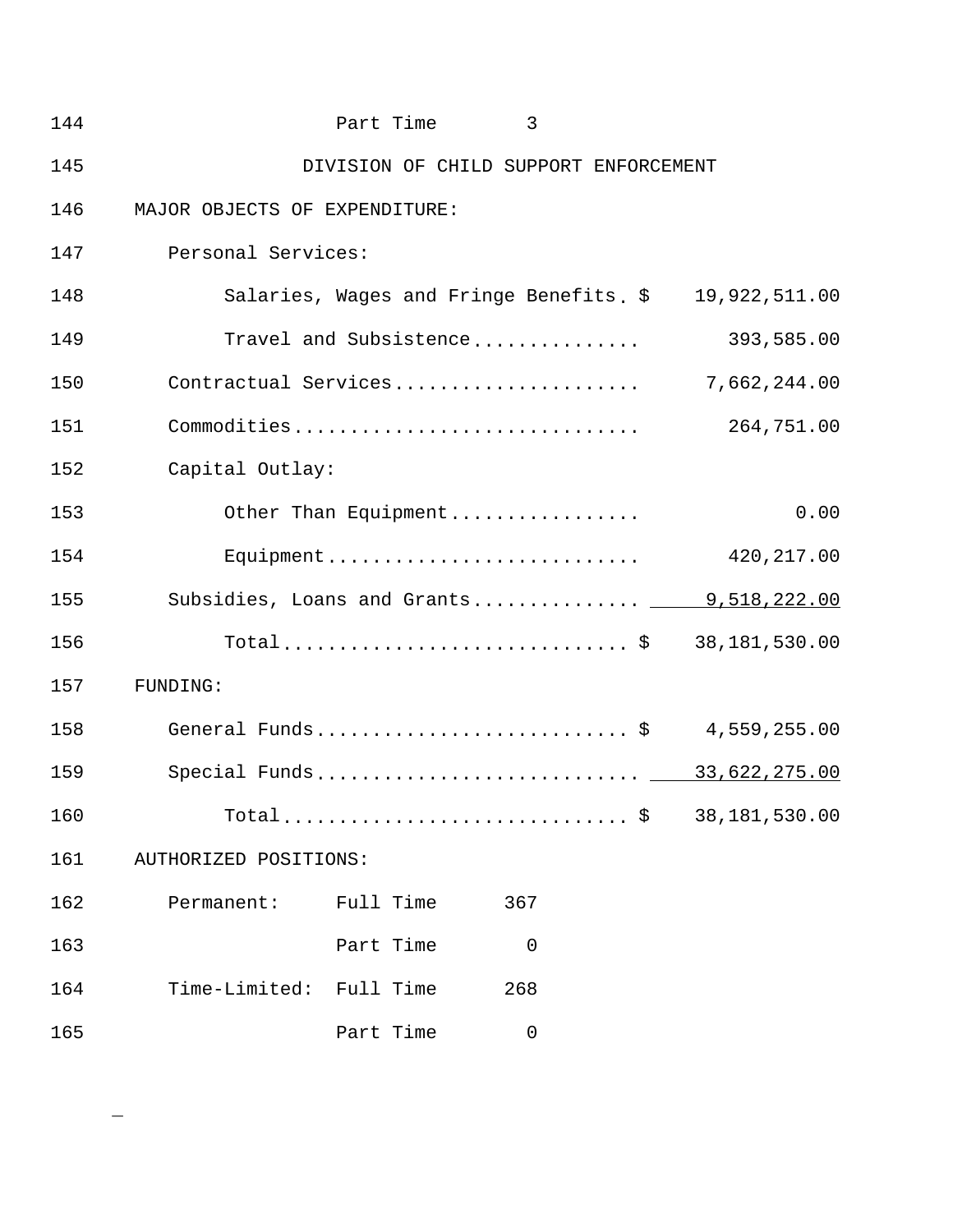Part Time 3

## DIVISION OF CHILD SUPPORT ENFORCEMENT

MAJOR OBJECTS OF EXPENDITURE:

| | | |
|---|---|---|
| Personal Services: | | |
| Salaries, Wages and Fringe Benefits | $ | 19,922,511.00 |
| Travel and Subsistence | | 393,585.00 |
| Contractual Services | | 7,662,244.00 |
| Commodities | | 264,751.00 |
| Capital Outlay: | | |
| Other Than Equipment | | 0.00 |
| Equipment | | 420,217.00 |
| Subsidies, Loans and Grants | | 9,518,222.00 |
| Total | $ | 38,181,530.00 |

FUNDING:

| | | |
|---|---|---|
| General Funds | $ | 4,559,255.00 |
| Special Funds | | 33,622,275.00 |
| Total | $ | 38,181,530.00 |

AUTHORIZED POSITIONS:

| | | |
|---|---|---|
| Permanent: | Full Time | 367 |
| | Part Time | 0 |
| Time-Limited: | Full Time | 268 |
| | Part Time | 0 |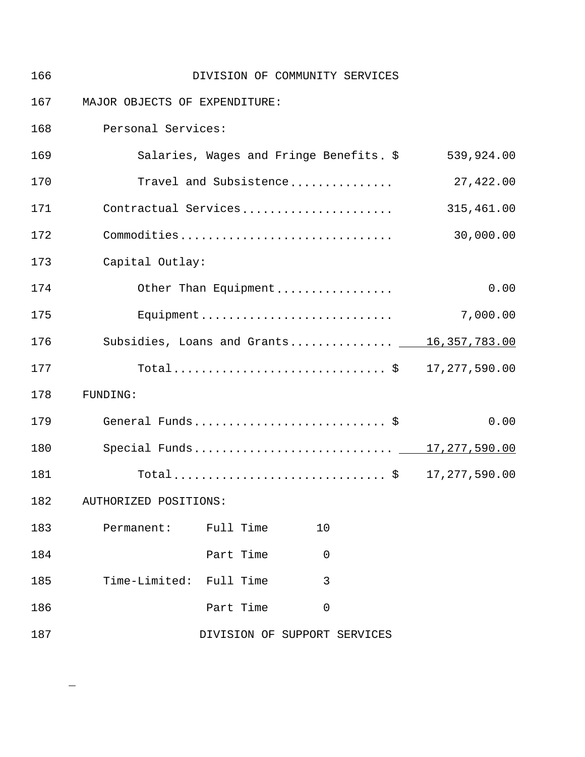## DIVISION OF COMMUNITY SERVICES

MAJOR OBJECTS OF EXPENDITURE:

| | | |
|---|---|---|
| Personal Services: | | |
| Salaries, Wages and Fringe Benefits | $ | 539,924.00 |
| Travel and Subsistence | | 27,422.00 |
| Contractual Services | | 315,461.00 |
| Commodities | | 30,000.00 |
| Capital Outlay: | | |
| Other Than Equipment | | 0.00 |
| Equipment | | 7,000.00 |
| Subsidies, Loans and Grants | | 16,357,783.00 |
| Total | $ | 17,277,590.00 |

FUNDING:

| | | |
|---|---|---|
| General Funds | $ | 0.00 |
| Special Funds | | 17,277,590.00 |
| Total | $ | 17,277,590.00 |

AUTHORIZED POSITIONS:

| | | |
|---|---|---|
| Permanent: | Full Time | 10 |
| | Part Time | 0 |
| Time-Limited: | Full Time | 3 |
| | Part Time | 0 |

## DIVISION OF SUPPORT SERVICES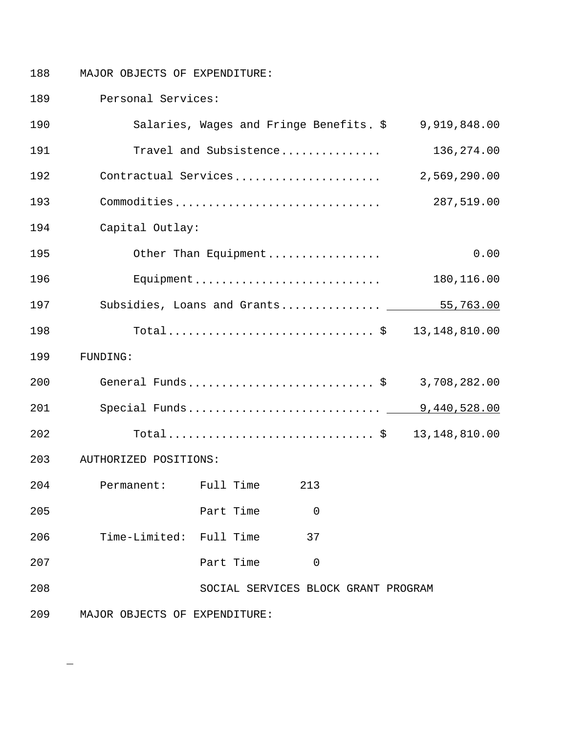188 MAJOR OBJECTS OF EXPENDITURE:

189 Personal Services:

| Line | Item | | Amount |
|---|---|---|---|
| 190 | Salaries, Wages and Fringe Benefits | $ | 9,919,848.00 |
| 191 | Travel and Subsistence | | 136,274.00 |
| 192 | Contractual Services | | 2,569,290.00 |
| 193 | Commodities | | 287,519.00 |
| 194 | Capital Outlay: | | |
| 195 | Other Than Equipment | | 0.00 |
| 196 | Equipment | | 180,116.00 |
| 197 | Subsidies, Loans and Grants | | 55,763.00 |
| 198 | Total | $ | 13,148,810.00 |

199 FUNDING:

| Line | Item | | Amount |
|---|---|---|---|
| 200 | General Funds | $ | 3,708,282.00 |
| 201 | Special Funds | | 9,440,528.00 |
| 202 | Total | $ | 13,148,810.00 |

203 AUTHORIZED POSITIONS:

| Line | Type | | Count |
|---|---|---|---|
| 204 | Permanent: | Full Time | 213 |
| 205 | | Part Time | 0 |
| 206 | Time-Limited: | Full Time | 37 |
| 207 | | Part Time | 0 |

208 SOCIAL SERVICES BLOCK GRANT PROGRAM

209 MAJOR OBJECTS OF EXPENDITURE: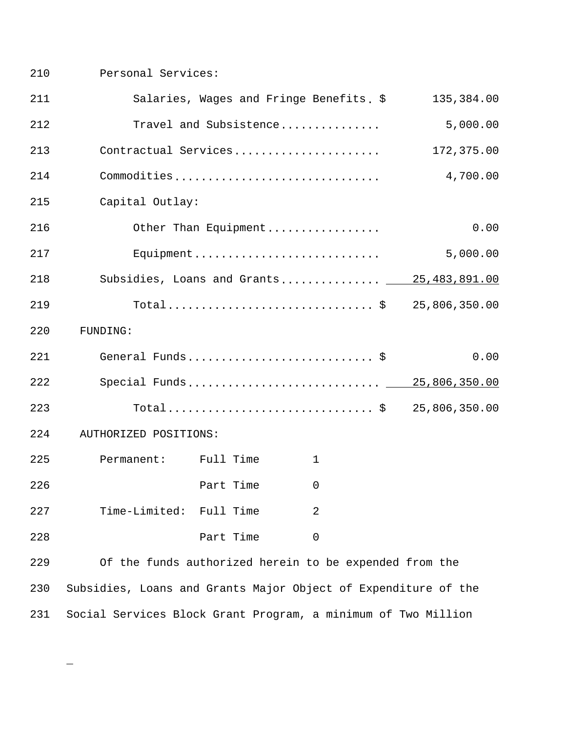| | | |
|---|---|---|
| 210 | Personal Services: | |
| 211 | Salaries, Wages and Fringe Benefits. $ | 135,384.00 |
| 212 | Travel and Subsistence.............. | 5,000.00 |
| 213 | Contractual Services..................... | 172,375.00 |
| 214 | Commodities.............................. | 4,700.00 |
| 215 | Capital Outlay: | |
| 216 | Other Than Equipment................ | 0.00 |
| 217 | Equipment........................... | 5,000.00 |
| 218 | Subsidies, Loans and Grants.............. | 25,483,891.00 |
| 219 | Total.............................. $ | 25,806,350.00 |
| 220 | FUNDING: | |
| 221 | General Funds........................... $ | 0.00 |
| 222 | Special Funds............................ | 25,806,350.00 |
| 223 | Total.............................. $ | 25,806,350.00 |

| | | | |
|---|---|---|---|
| 224 | AUTHORIZED POSITIONS: | | |
| 225 | Permanent: | Full Time | 1 |
| 226 | | Part Time | 0 |
| 227 | Time-Limited: | Full Time | 2 |
| 228 | | Part Time | 0 |

229 Of the funds authorized herein to be expended from the
230 Subsidies, Loans and Grants Major Object of Expenditure of the
231 Social Services Block Grant Program, a minimum of Two Million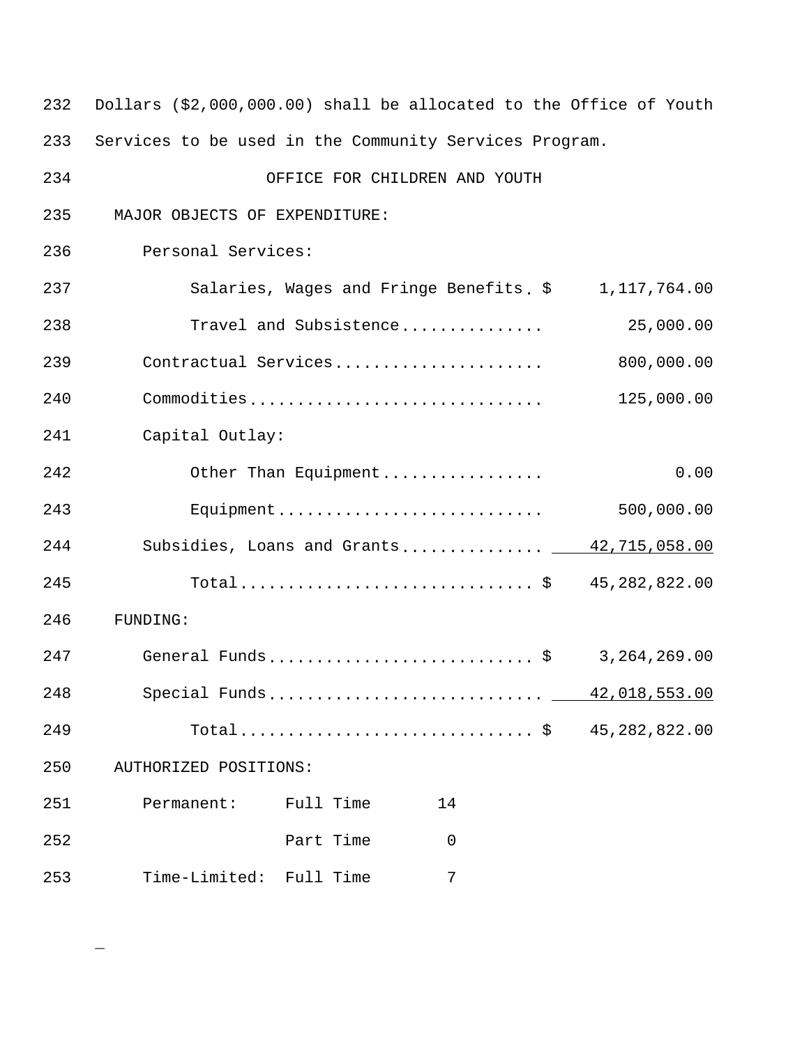Dollars ($2,000,000.00) shall be allocated to the Office of Youth Services to be used in the Community Services Program.

## OFFICE FOR CHILDREN AND YOUTH

MAJOR OBJECTS OF EXPENDITURE:

| | | |
|---|---|---|
| Personal Services: | | |
| Salaries, Wages and Fringe Benefits | $ | 1,117,764.00 |
| Travel and Subsistence | | 25,000.00 |
| Contractual Services | | 800,000.00 |
| Commodities | | 125,000.00 |
| Capital Outlay: | | |
| Other Than Equipment | | 0.00 |
| Equipment | | 500,000.00 |
| Subsidies, Loans and Grants | | 42,715,058.00 |
| Total | $ | 45,282,822.00 |

FUNDING:

| | | |
|---|---|---|
| General Funds | $ | 3,264,269.00 |
| Special Funds | | 42,018,553.00 |
| Total | $ | 45,282,822.00 |

AUTHORIZED POSITIONS:

| | | |
|---|---|---|
| Permanent: | Full Time | 14 |
| | Part Time | 0 |
| Time-Limited: | Full Time | 7 |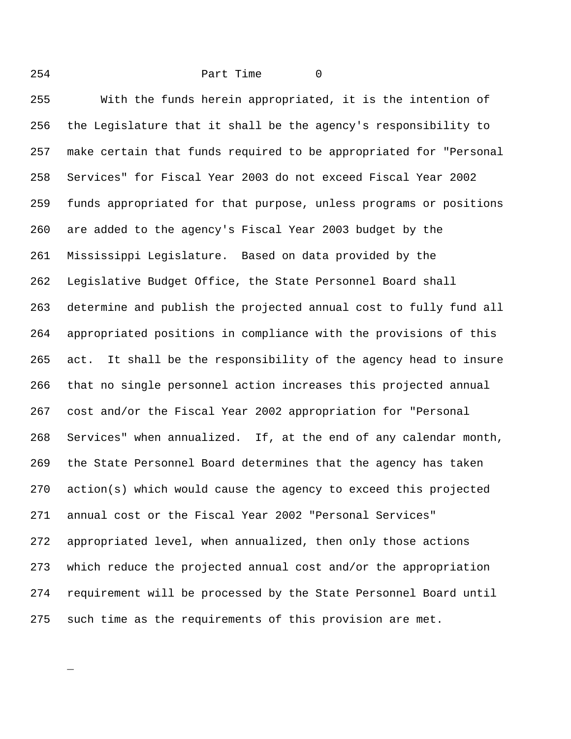Part Time 0

With the funds herein appropriated, it is the intention of the Legislature that it shall be the agency's responsibility to make certain that funds required to be appropriated for "Personal Services" for Fiscal Year 2003 do not exceed Fiscal Year 2002 funds appropriated for that purpose, unless programs or positions are added to the agency's Fiscal Year 2003 budget by the Mississippi Legislature. Based on data provided by the Legislative Budget Office, the State Personnel Board shall determine and publish the projected annual cost to fully fund all appropriated positions in compliance with the provisions of this act. It shall be the responsibility of the agency head to insure that no single personnel action increases this projected annual cost and/or the Fiscal Year 2002 appropriation for "Personal Services" when annualized. If, at the end of any calendar month, the State Personnel Board determines that the agency has taken action(s) which would cause the agency to exceed this projected annual cost or the Fiscal Year 2002 "Personal Services" appropriated level, when annualized, then only those actions which reduce the projected annual cost and/or the appropriation requirement will be processed by the State Personnel Board until such time as the requirements of this provision are met.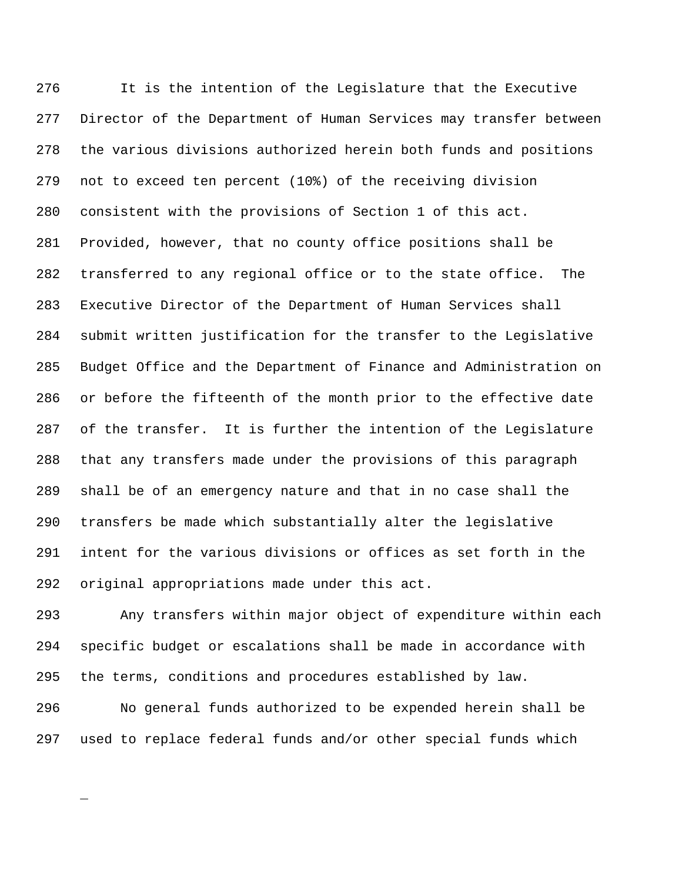It is the intention of the Legislature that the Executive Director of the Department of Human Services may transfer between the various divisions authorized herein both funds and positions not to exceed ten percent (10%) of the receiving division consistent with the provisions of Section 1 of this act. Provided, however, that no county office positions shall be transferred to any regional office or to the state office. The Executive Director of the Department of Human Services shall submit written justification for the transfer to the Legislative Budget Office and the Department of Finance and Administration on or before the fifteenth of the month prior to the effective date of the transfer. It is further the intention of the Legislature that any transfers made under the provisions of this paragraph shall be of an emergency nature and that in no case shall the transfers be made which substantially alter the legislative intent for the various divisions or offices as set forth in the original appropriations made under this act.

Any transfers within major object of expenditure within each specific budget or escalations shall be made in accordance with the terms, conditions and procedures established by law.

No general funds authorized to be expended herein shall be used to replace federal funds and/or other special funds which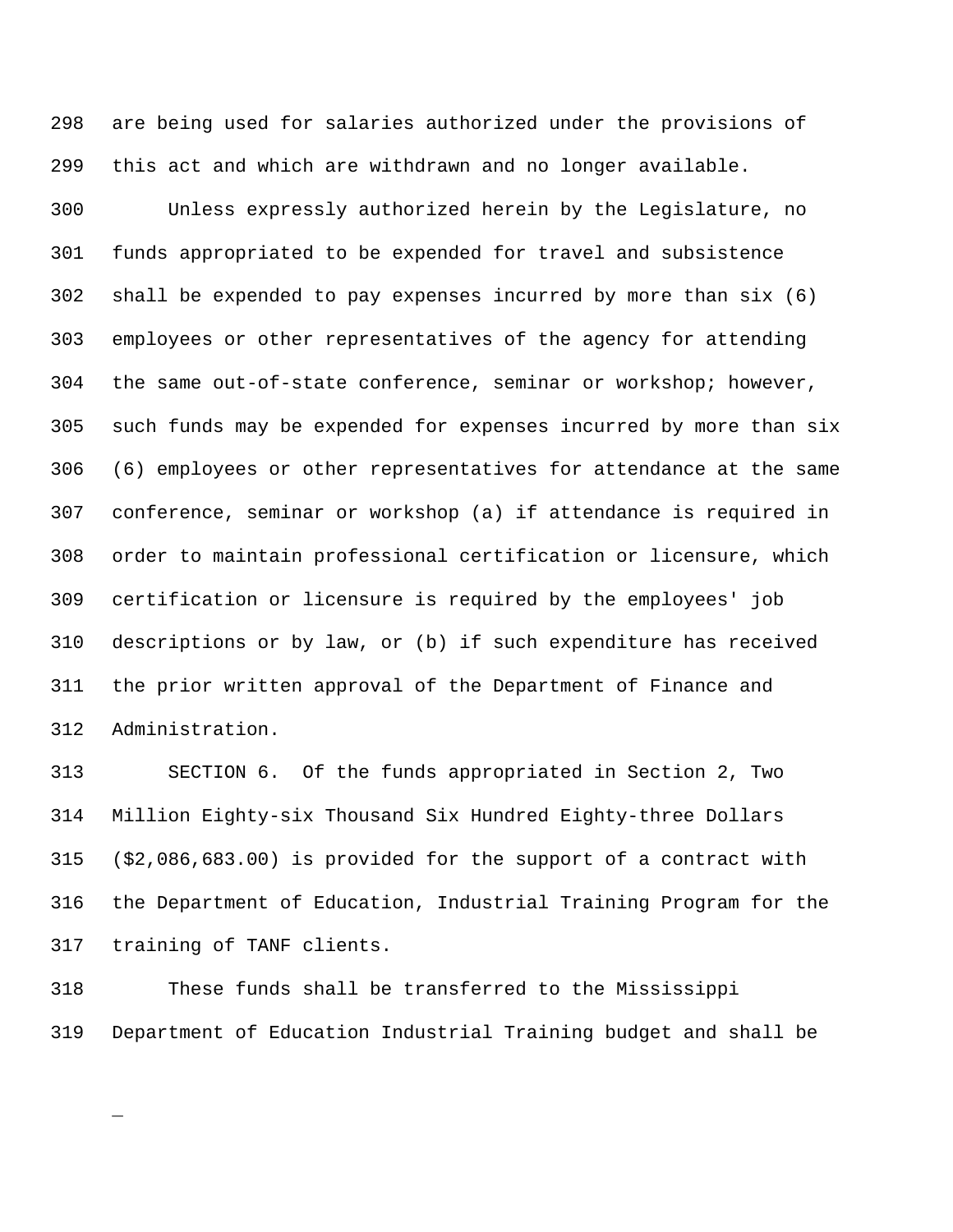are being used for salaries authorized under the provisions of this act and which are withdrawn and no longer available.

Unless expressly authorized herein by the Legislature, no funds appropriated to be expended for travel and subsistence shall be expended to pay expenses incurred by more than six (6) employees or other representatives of the agency for attending the same out-of-state conference, seminar or workshop; however, such funds may be expended for expenses incurred by more than six (6) employees or other representatives for attendance at the same conference, seminar or workshop (a) if attendance is required in order to maintain professional certification or licensure, which certification or licensure is required by the employees' job descriptions or by law, or (b) if such expenditure has received the prior written approval of the Department of Finance and Administration.

SECTION 6. Of the funds appropriated in Section 2, Two Million Eighty-six Thousand Six Hundred Eighty-three Dollars ($2,086,683.00) is provided for the support of a contract with the Department of Education, Industrial Training Program for the training of TANF clients.

These funds shall be transferred to the Mississippi Department of Education Industrial Training budget and shall be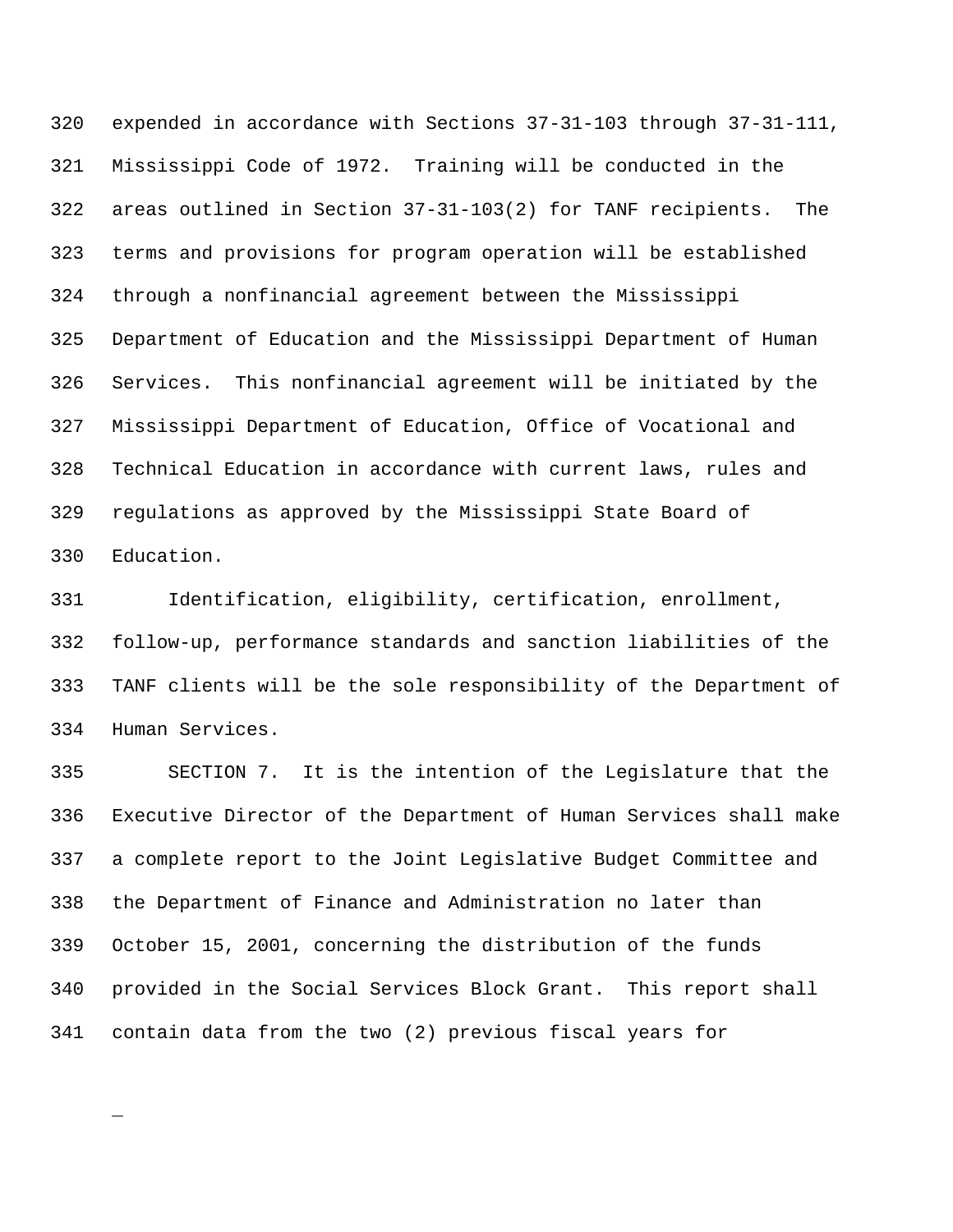expended in accordance with Sections 37-31-103 through 37-31-111, Mississippi Code of 1972. Training will be conducted in the areas outlined in Section 37-31-103(2) for TANF recipients. The terms and provisions for program operation will be established through a nonfinancial agreement between the Mississippi Department of Education and the Mississippi Department of Human Services. This nonfinancial agreement will be initiated by the Mississippi Department of Education, Office of Vocational and Technical Education in accordance with current laws, rules and regulations as approved by the Mississippi State Board of Education.

Identification, eligibility, certification, enrollment, follow-up, performance standards and sanction liabilities of the TANF clients will be the sole responsibility of the Department of Human Services.

SECTION 7. It is the intention of the Legislature that the Executive Director of the Department of Human Services shall make a complete report to the Joint Legislative Budget Committee and the Department of Finance and Administration no later than October 15, 2001, concerning the distribution of the funds provided in the Social Services Block Grant. This report shall contain data from the two (2) previous fiscal years for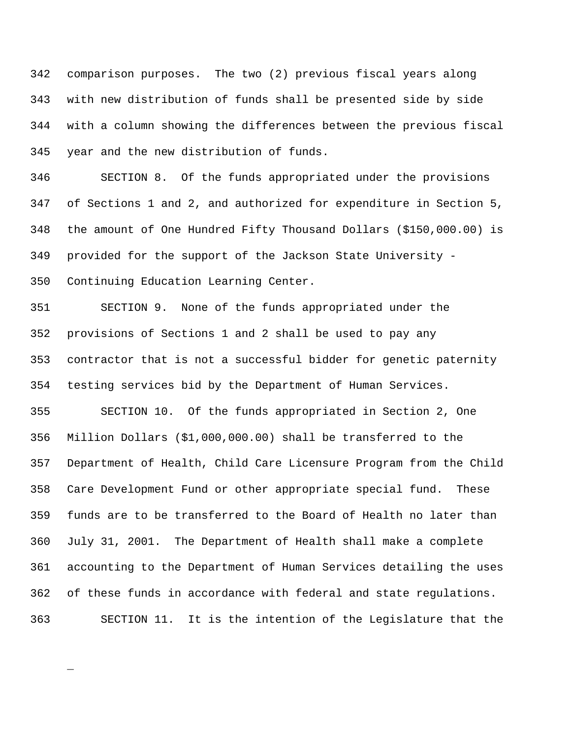comparison purposes. The two (2) previous fiscal years along with new distribution of funds shall be presented side by side with a column showing the differences between the previous fiscal year and the new distribution of funds.

SECTION 8. Of the funds appropriated under the provisions of Sections 1 and 2, and authorized for expenditure in Section 5, the amount of One Hundred Fifty Thousand Dollars ($150,000.00) is provided for the support of the Jackson State University - Continuing Education Learning Center.

SECTION 9. None of the funds appropriated under the provisions of Sections 1 and 2 shall be used to pay any contractor that is not a successful bidder for genetic paternity testing services bid by the Department of Human Services.

SECTION 10. Of the funds appropriated in Section 2, One Million Dollars ($1,000,000.00) shall be transferred to the Department of Health, Child Care Licensure Program from the Child Care Development Fund or other appropriate special fund. These funds are to be transferred to the Board of Health no later than July 31, 2001. The Department of Health shall make a complete accounting to the Department of Human Services detailing the uses of these funds in accordance with federal and state regulations.

SECTION 11. It is the intention of the Legislature that the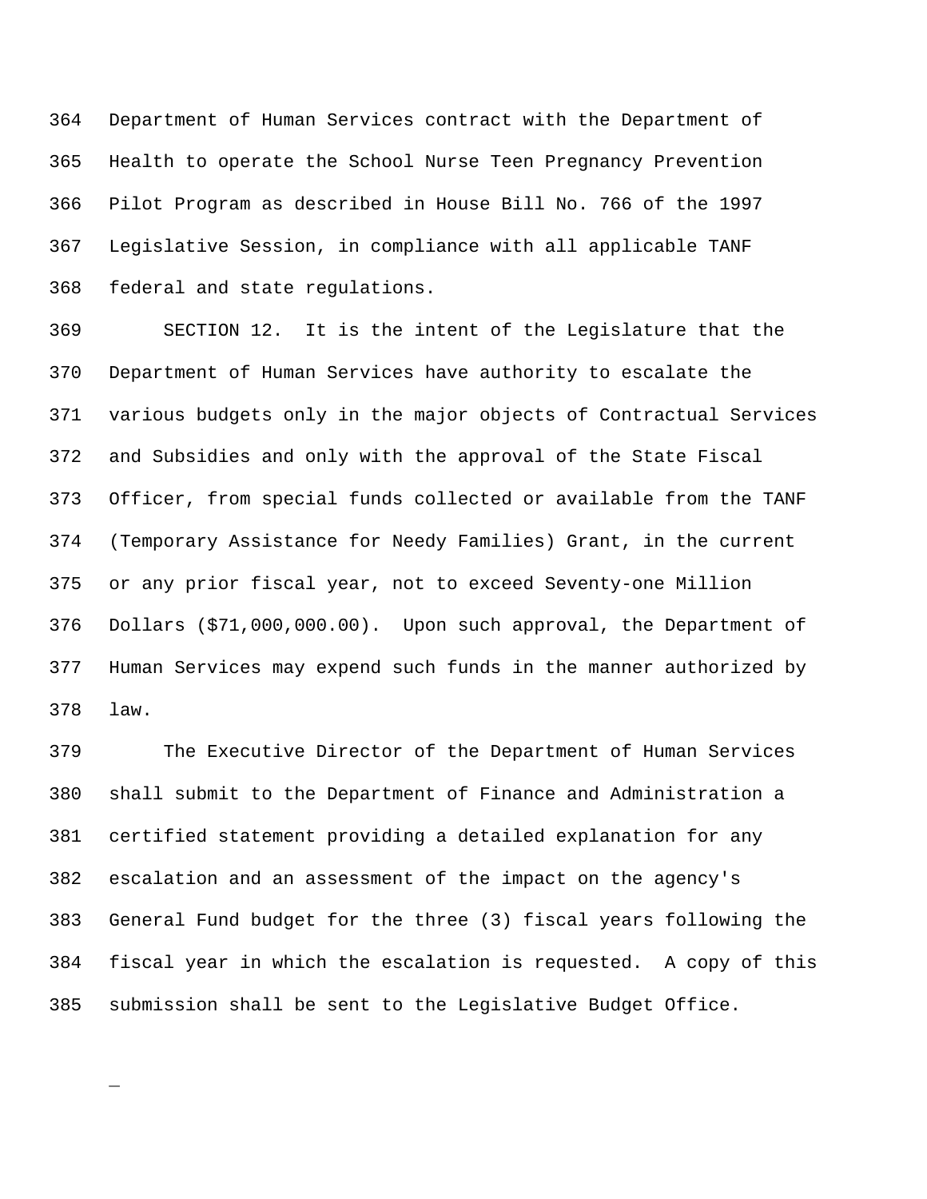Department of Human Services contract with the Department of Health to operate the School Nurse Teen Pregnancy Prevention Pilot Program as described in House Bill No. 766 of the 1997 Legislative Session, in compliance with all applicable TANF federal and state regulations.

SECTION 12. It is the intent of the Legislature that the Department of Human Services have authority to escalate the various budgets only in the major objects of Contractual Services and Subsidies and only with the approval of the State Fiscal Officer, from special funds collected or available from the TANF (Temporary Assistance for Needy Families) Grant, in the current or any prior fiscal year, not to exceed Seventy-one Million Dollars ($71,000,000.00). Upon such approval, the Department of Human Services may expend such funds in the manner authorized by law.

The Executive Director of the Department of Human Services shall submit to the Department of Finance and Administration a certified statement providing a detailed explanation for any escalation and an assessment of the impact on the agency's General Fund budget for the three (3) fiscal years following the fiscal year in which the escalation is requested. A copy of this submission shall be sent to the Legislative Budget Office.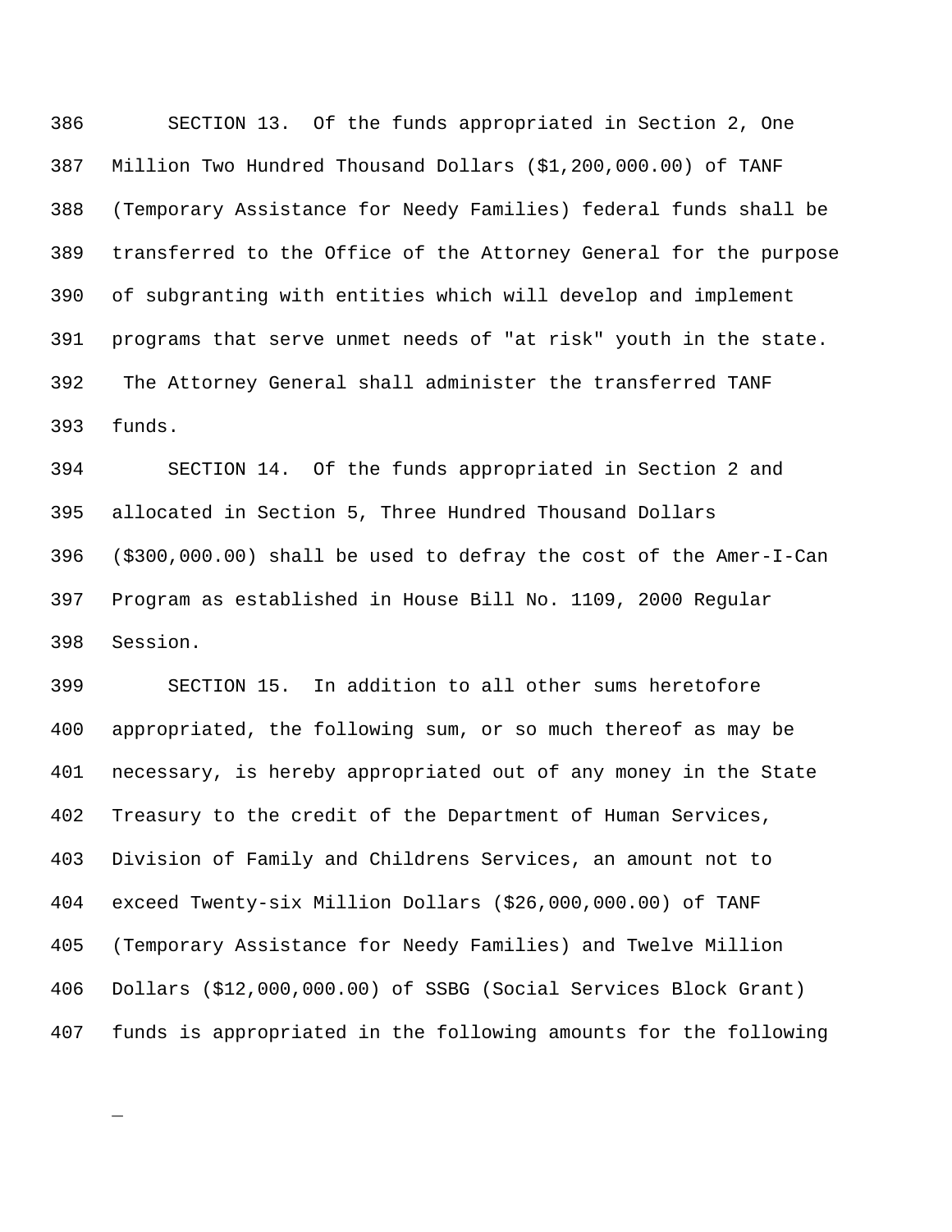SECTION 13. Of the funds appropriated in Section 2, One Million Two Hundred Thousand Dollars ($1,200,000.00) of TANF (Temporary Assistance for Needy Families) federal funds shall be transferred to the Office of the Attorney General for the purpose of subgranting with entities which will develop and implement programs that serve unmet needs of "at risk" youth in the state. The Attorney General shall administer the transferred TANF funds.

SECTION 14. Of the funds appropriated in Section 2 and allocated in Section 5, Three Hundred Thousand Dollars ($300,000.00) shall be used to defray the cost of the Amer-I-Can Program as established in House Bill No. 1109, 2000 Regular Session.

SECTION 15. In addition to all other sums heretofore appropriated, the following sum, or so much thereof as may be necessary, is hereby appropriated out of any money in the State Treasury to the credit of the Department of Human Services, Division of Family and Childrens Services, an amount not to exceed Twenty-six Million Dollars ($26,000,000.00) of TANF (Temporary Assistance for Needy Families) and Twelve Million Dollars ($12,000,000.00) of SSBG (Social Services Block Grant) funds is appropriated in the following amounts for the following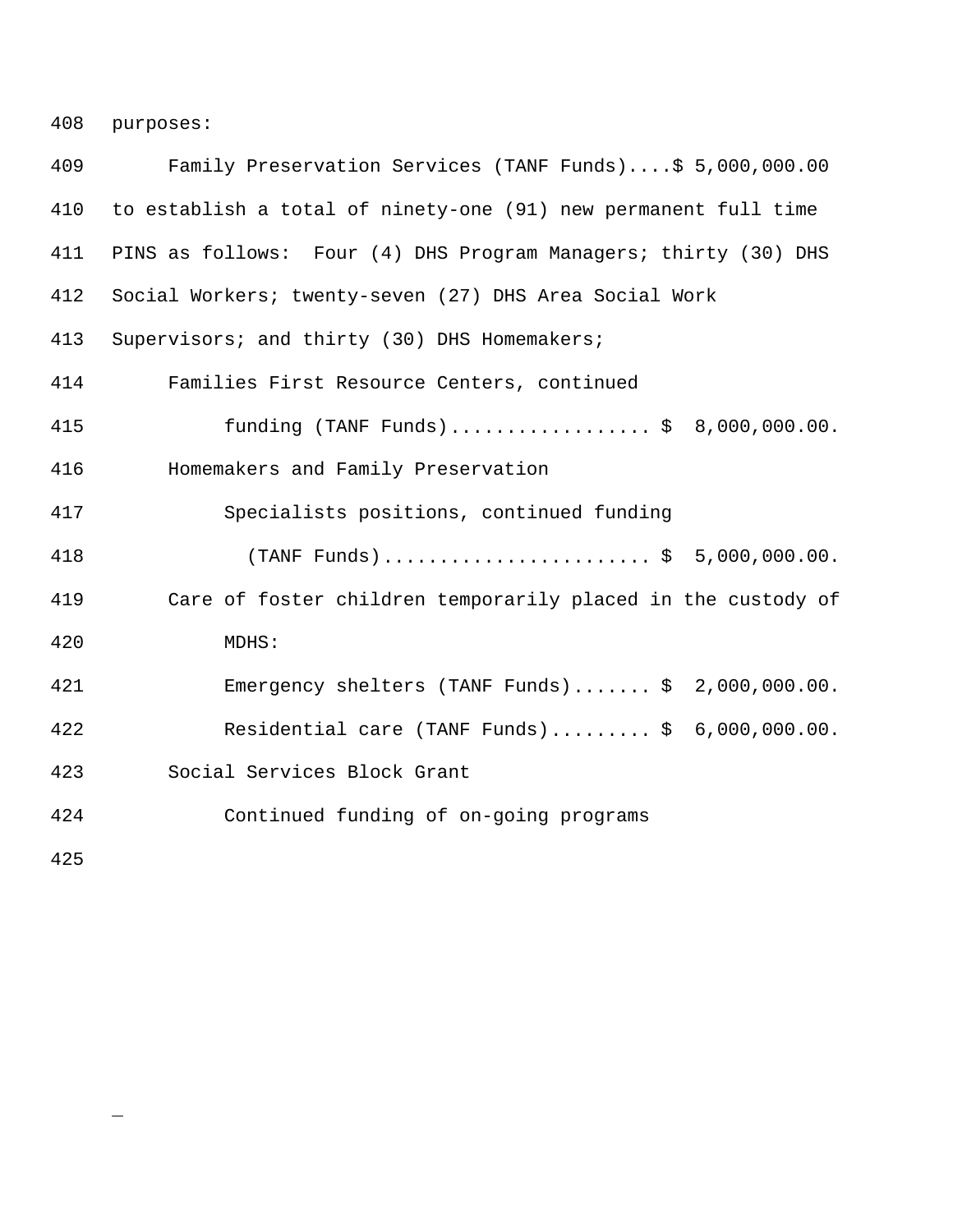purposes:

Family Preservation Services (TANF Funds)....$ 5,000,000.00 to establish a total of ninety-one (91) new permanent full time PINS as follows: Four (4) DHS Program Managers; thirty (30) DHS Social Workers; twenty-seven (27) DHS Area Social Work Supervisors; and thirty (30) DHS Homemakers;

Families First Resource Centers, continued funding (TANF Funds).................. $ 8,000,000.00.

Homemakers and Family Preservation Specialists positions, continued funding (TANF Funds)........................ $ 5,000,000.00.

Care of foster children temporarily placed in the custody of MDHS:

Emergency shelters (TANF Funds)....... $ 2,000,000.00.

Residential care (TANF Funds)......... $ 6,000,000.00.

Social Services Block Grant

Continued funding of on-going programs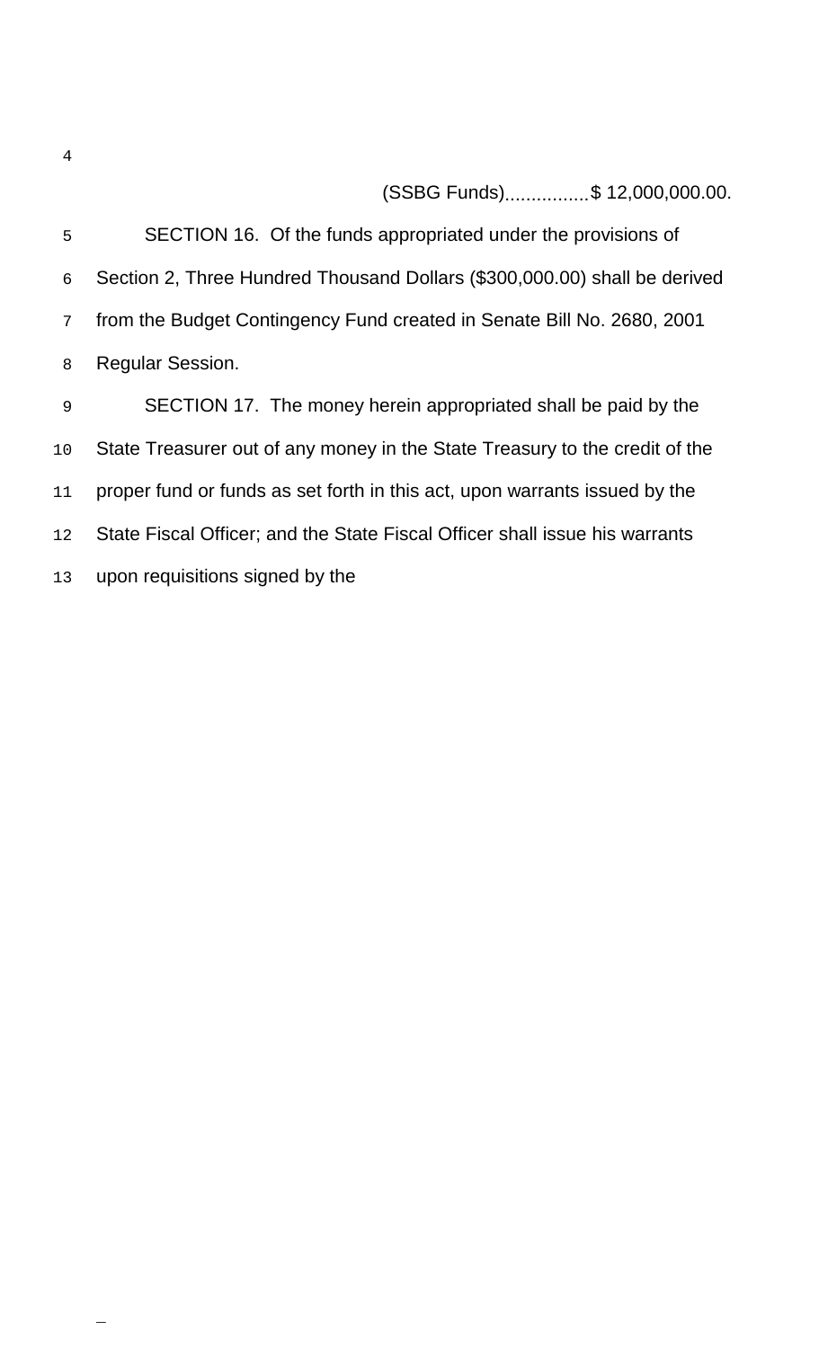(SSBG Funds)................$ 12,000,000.00.

SECTION 16. Of the funds appropriated under the provisions of Section 2, Three Hundred Thousand Dollars ($300,000.00) shall be derived from the Budget Contingency Fund created in Senate Bill No. 2680, 2001 Regular Session.

SECTION 17. The money herein appropriated shall be paid by the State Treasurer out of any money in the State Treasury to the credit of the proper fund or funds as set forth in this act, upon warrants issued by the State Fiscal Officer; and the State Fiscal Officer shall issue his warrants upon requisitions signed by the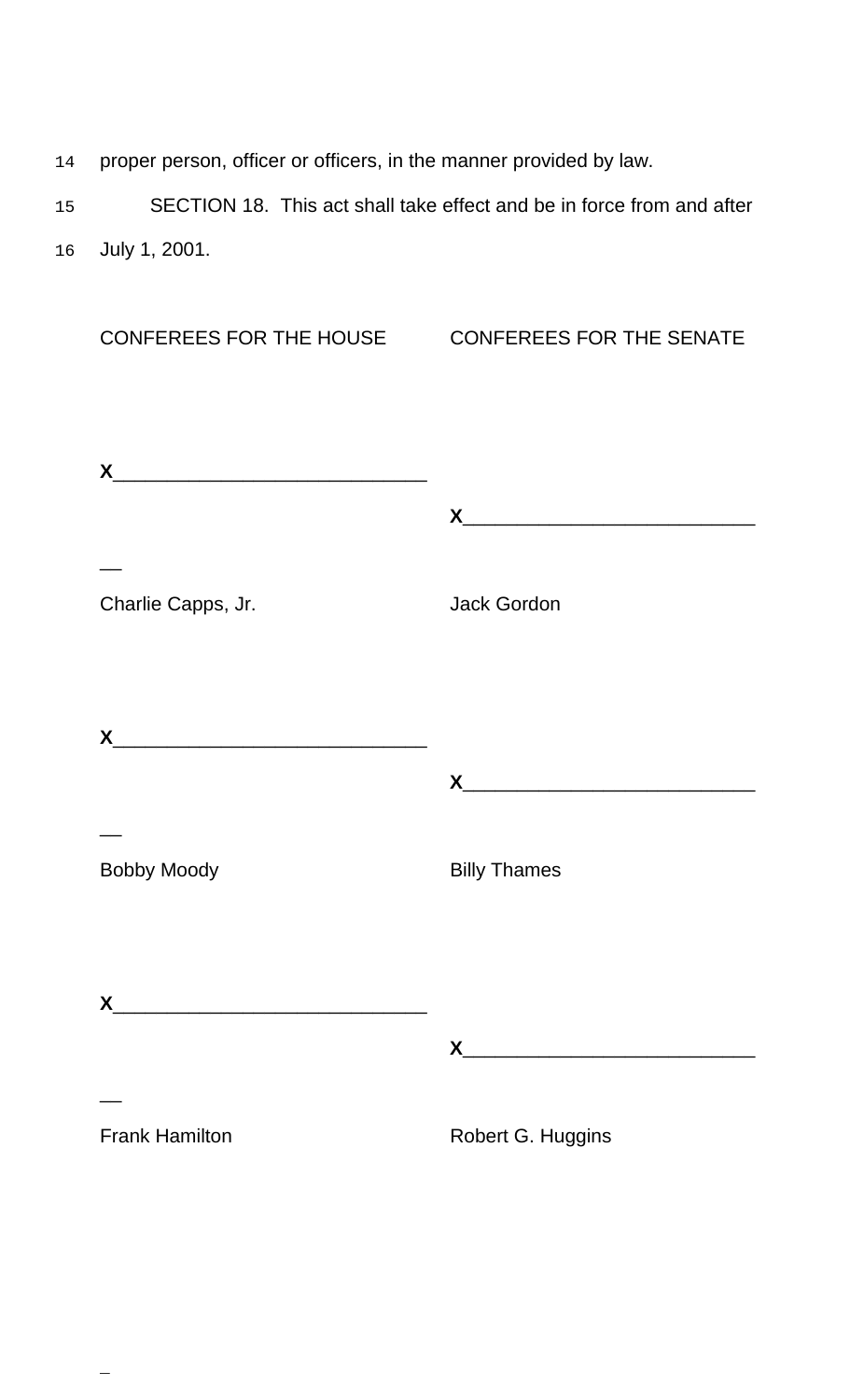proper person, officer or officers, in the manner provided by law.

SECTION 18. This act shall take effect and be in force from and after July 1, 2001.

| CONFEREES FOR THE HOUSE | CONFEREES FOR THE SENATE |
| --- | --- |
| X___________________________ | X_________________________ |
| Charlie Capps, Jr. | Jack Gordon |
| X___________________________ | X_________________________ |
| Bobby Moody | Billy Thames |
| X___________________________ | X_________________________ |
| Frank Hamilton | Robert G. Huggins |